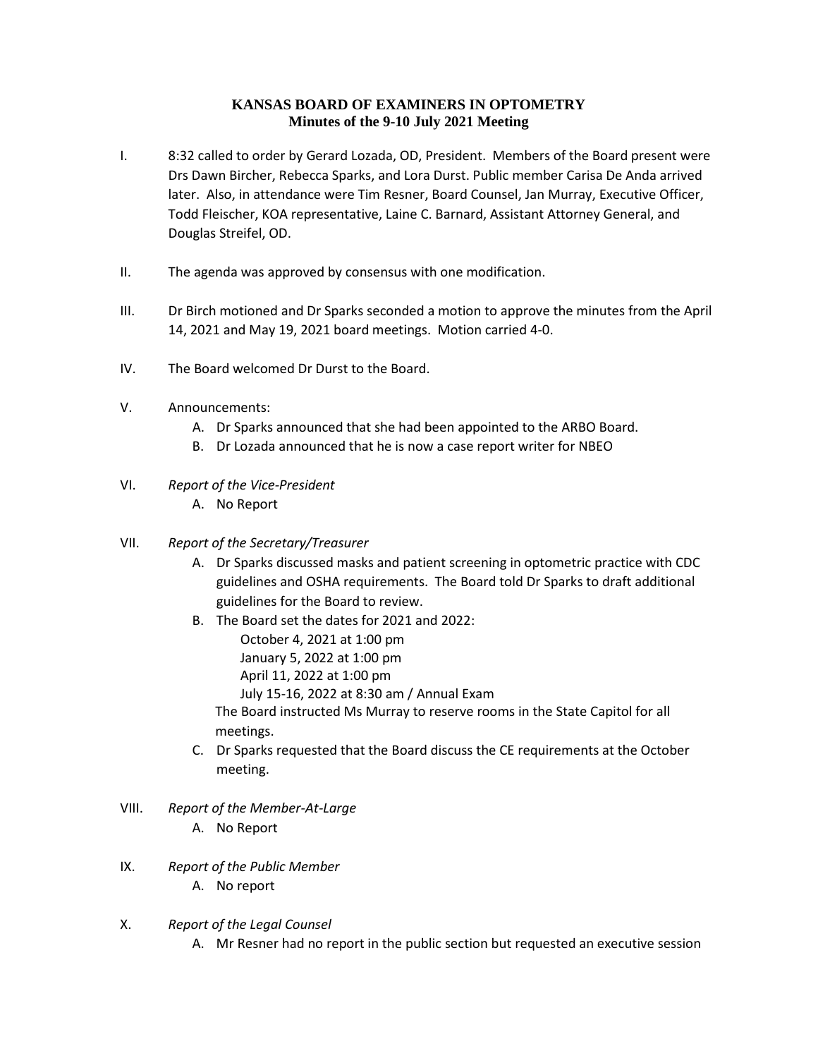# KANSAS BOARD OF EXAMINERS IN OPTOMETRY
## Minutes of the 9-10 July 2021 Meeting

I. 8:32 called to order by Gerard Lozada, OD, President. Members of the Board present were Drs Dawn Bircher, Rebecca Sparks, and Lora Durst. Public member Carisa De Anda arrived later. Also, in attendance were Tim Resner, Board Counsel, Jan Murray, Executive Officer, Todd Fleischer, KOA representative, Laine C. Barnard, Assistant Attorney General, and Douglas Streifel, OD.

II. The agenda was approved by consensus with one modification.

III. Dr Birch motioned and Dr Sparks seconded a motion to approve the minutes from the April 14, 2021 and May 19, 2021 board meetings. Motion carried 4-0.

IV. The Board welcomed Dr Durst to the Board.

V. Announcements:
   A. Dr Sparks announced that she had been appointed to the ARBO Board.
   B. Dr Lozada announced that he is now a case report writer for NBEO

VI. *Report of the Vice-President*
   A. No Report

VII. *Report of the Secretary/Treasurer*
   A. Dr Sparks discussed masks and patient screening in optometric practice with CDC guidelines and OSHA requirements. The Board told Dr Sparks to draft additional guidelines for the Board to review.
   B. The Board set the dates for 2021 and 2022:
      October 4, 2021 at 1:00 pm
      January 5, 2022 at 1:00 pm
      April 11, 2022 at 1:00 pm
      July 15-16, 2022 at 8:30 am / Annual Exam
      
      The Board instructed Ms Murray to reserve rooms in the State Capitol for all meetings.
   C. Dr Sparks requested that the Board discuss the CE requirements at the October meeting.

VIII. *Report of the Member-At-Large*
   A. No Report

IX. *Report of the Public Member*
   A. No report

X. *Report of the Legal Counsel*
   A. Mr Resner had no report in the public section but requested an executive session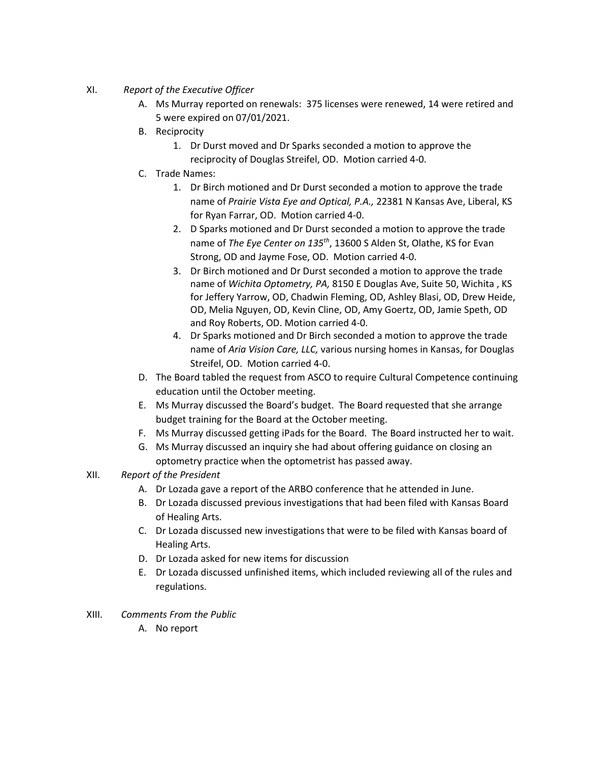XI. *Report of the Executive Officer*

A. Ms Murray reported on renewals: 375 licenses were renewed, 14 were retired and 5 were expired on 07/01/2021.

B. Reciprocity

1. Dr Durst moved and Dr Sparks seconded a motion to approve the reciprocity of Douglas Streifel, OD. Motion carried 4-0.

C. Trade Names:

1. Dr Birch motioned and Dr Durst seconded a motion to approve the trade name of *Prairie Vista Eye and Optical, P.A.,* 22381 N Kansas Ave, Liberal, KS for Ryan Farrar, OD. Motion carried 4-0.
2. D Sparks motioned and Dr Durst seconded a motion to approve the trade name of *The Eye Center on 135th*, 13600 S Alden St, Olathe, KS for Evan Strong, OD and Jayme Fose, OD. Motion carried 4-0.
3. Dr Birch motioned and Dr Durst seconded a motion to approve the trade name of *Wichita Optometry, PA,* 8150 E Douglas Ave, Suite 50, Wichita , KS for Jeffery Yarrow, OD, Chadwin Fleming, OD, Ashley Blasi, OD, Drew Heide, OD, Melia Nguyen, OD, Kevin Cline, OD, Amy Goertz, OD, Jamie Speth, OD and Roy Roberts, OD. Motion carried 4-0.
4. Dr Sparks motioned and Dr Birch seconded a motion to approve the trade name of *Aria Vision Care, LLC,* various nursing homes in Kansas, for Douglas Streifel, OD. Motion carried 4-0.

D. The Board tabled the request from ASCO to require Cultural Competence continuing education until the October meeting.

E. Ms Murray discussed the Board's budget. The Board requested that she arrange budget training for the Board at the October meeting.

F. Ms Murray discussed getting iPads for the Board. The Board instructed her to wait.

G. Ms Murray discussed an inquiry she had about offering guidance on closing an optometry practice when the optometrist has passed away.

XII. *Report of the President*

A. Dr Lozada gave a report of the ARBO conference that he attended in June.

B. Dr Lozada discussed previous investigations that had been filed with Kansas Board of Healing Arts.

C. Dr Lozada discussed new investigations that were to be filed with Kansas board of Healing Arts.

D. Dr Lozada asked for new items for discussion

E. Dr Lozada discussed unfinished items, which included reviewing all of the rules and regulations.

XIII. *Comments From the Public*

A. No report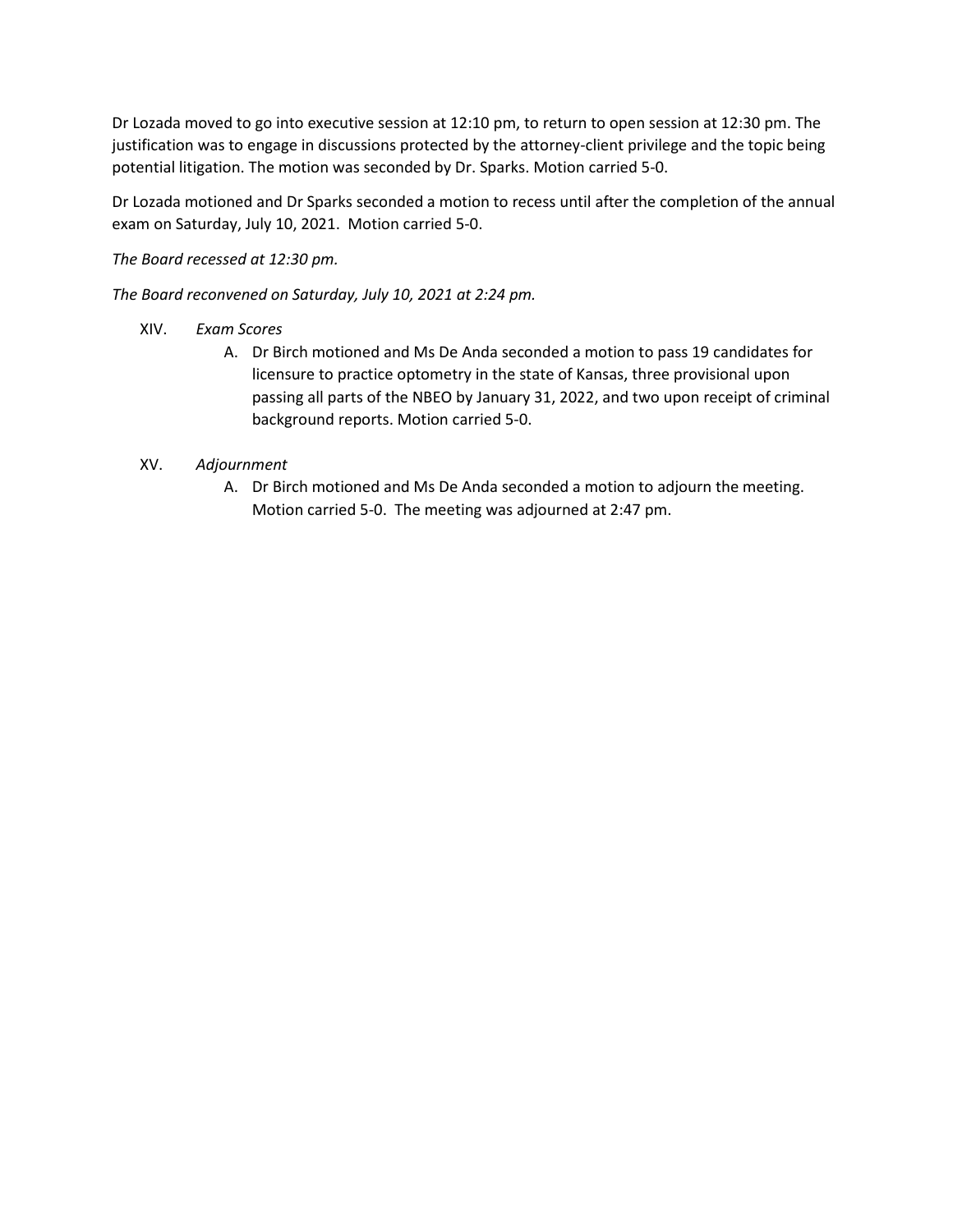Dr Lozada moved to go into executive session at 12:10 pm, to return to open session at 12:30 pm. The justification was to engage in discussions protected by the attorney-client privilege and the topic being potential litigation. The motion was seconded by Dr. Sparks. Motion carried 5-0.

Dr Lozada motioned and Dr Sparks seconded a motion to recess until after the completion of the annual exam on Saturday, July 10, 2021. Motion carried 5-0.

*The Board recessed at 12:30 pm.*

*The Board reconvened on Saturday, July 10, 2021 at 2:24 pm.*

XIV. *Exam Scores*

A. Dr Birch motioned and Ms De Anda seconded a motion to pass 19 candidates for licensure to practice optometry in the state of Kansas, three provisional upon passing all parts of the NBEO by January 31, 2022, and two upon receipt of criminal background reports. Motion carried 5-0.

XV. *Adjournment*

A. Dr Birch motioned and Ms De Anda seconded a motion to adjourn the meeting. Motion carried 5-0. The meeting was adjourned at 2:47 pm.